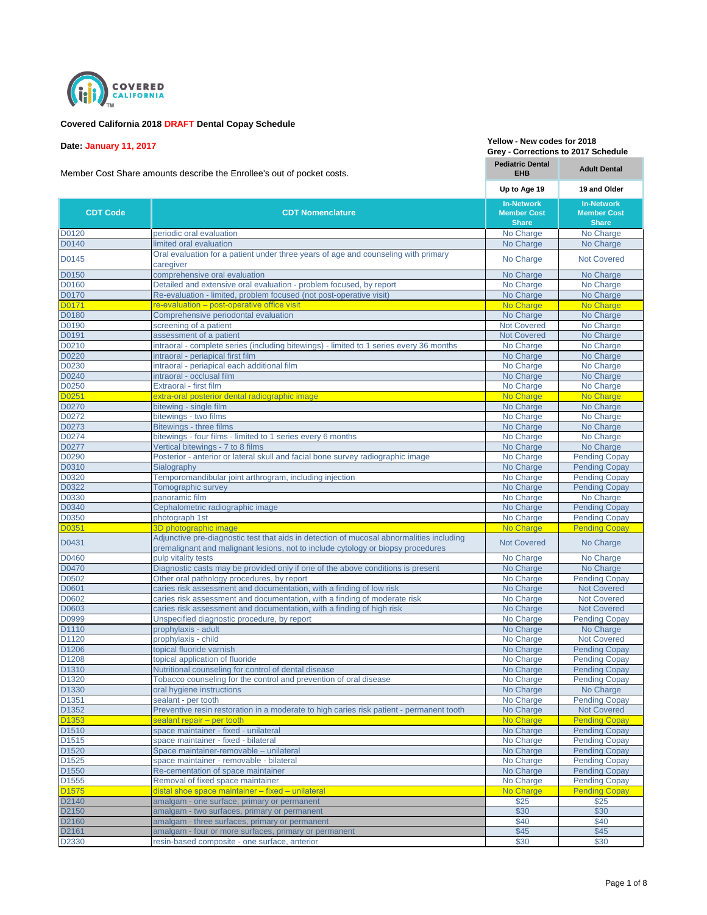COVERED CALIFORNIA

**Covered California 2018 DRAFT Dental Copay Schedule**

**Date: January 11, 2017**

**Yellow - New codes for 2018**
**Grey - Corrections to 2017 Schedule**

Member Cost Share amounts describe the Enrollee's out of pocket costs.

| CDT Code | CDT Nomenclature | Pediatric Dental EHB | Adult Dental |
|---|---|---|---|
| | | Up to Age 19 | 19 and Older |
| | | In-Network Member Cost Share | In-Network Member Cost Share |
| D0120 | periodic oral evaluation | No Charge | No Charge |
| D0140 | limited oral evaluation | No Charge | No Charge |
| D0145 | Oral evaluation for a patient under three years of age and counseling with primary caregiver | No Charge | Not Covered |
| D0150 | comprehensive oral evaluation | No Charge | No Charge |
| D0160 | Detailed and extensive oral evaluation - problem focused, by report | No Charge | No Charge |
| D0170 | Re-evaluation - limited, problem focused (not post-operative visit) | No Charge | No Charge |
| D0171 | re-evaluation – post-operative office visit | No Charge | No Charge |
| D0180 | Comprehensive periodontal evaluation | No Charge | No Charge |
| D0190 | screening of a patient | Not Covered | No Charge |
| D0191 | assessment of a patient | Not Covered | No Charge |
| D0210 | intraoral - complete series (including bitewings) - limited to 1 series every 36 months | No Charge | No Charge |
| D0220 | intraoral - periapical first film | No Charge | No Charge |
| D0230 | intraoral - periapical each additional film | No Charge | No Charge |
| D0240 | intraoral - occlusal film | No Charge | No Charge |
| D0250 | Extraoral - first film | No Charge | No Charge |
| D0251 | extra-oral posterior dental radiographic image | No Charge | No Charge |
| D0270 | bitewing - single film | No Charge | No Charge |
| D0272 | bitewings - two films | No Charge | No Charge |
| D0273 | Bitewings - three films | No Charge | No Charge |
| D0274 | bitewings - four films - limited to 1 series every 6 months | No Charge | No Charge |
| D0277 | Vertical bitewings - 7 to 8 films | No Charge | No Charge |
| D0290 | Posterior - anterior or lateral skull and facial bone survey radiographic image | No Charge | Pending Copay |
| D0310 | Sialography | No Charge | Pending Copay |
| D0320 | Temporomandibular joint arthrogram, including injection | No Charge | Pending Copay |
| D0322 | Tomographic survey | No Charge | Pending Copay |
| D0330 | panoramic film | No Charge | No Charge |
| D0340 | Cephalometric radiographic image | No Charge | Pending Copay |
| D0350 | photograph 1st | No Charge | Pending Copay |
| D0351 | 3D photographic image | No Charge | Pending Copay |
| D0431 | Adjunctive pre-diagnostic test that aids in detection of mucosal abnormalities including premalignant and malignant lesions, not to include cytology or biopsy procedures | Not Covered | No Charge |
| D0460 | pulp vitality tests | No Charge | No Charge |
| D0470 | Diagnostic casts may be provided only if one of the above conditions is present | No Charge | No Charge |
| D0502 | Other oral pathology procedures, by report | No Charge | Pending Copay |
| D0601 | caries risk assessment and documentation, with a finding of low risk | No Charge | Not Covered |
| D0602 | caries risk assessment and documentation, with a finding of moderate risk | No Charge | Not Covered |
| D0603 | caries risk assessment and documentation, with a finding of high risk | No Charge | Not Covered |
| D0999 | Unspecified diagnostic procedure, by report | No Charge | Pending Copay |
| D1110 | prophylaxis - adult | No Charge | No Charge |
| D1120 | prophylaxis - child | No Charge | Not Covered |
| D1206 | topical fluoride varnish | No Charge | Pending Copay |
| D1208 | topical application of fluoride | No Charge | Pending Copay |
| D1310 | Nutritional counseling for control of dental disease | No Charge | Pending Copay |
| D1320 | Tobacco counseling for the control and prevention of oral disease | No Charge | Pending Copay |
| D1330 | oral hygiene instructions | No Charge | No Charge |
| D1351 | sealant - per tooth | No Charge | Pending Copay |
| D1352 | Preventive resin restoration in a moderate to high caries risk patient - permanent tooth | No Charge | Not Covered |
| D1353 | sealant repair – per tooth | No Charge | Pending Copay |
| D1510 | space maintainer - fixed - unilateral | No Charge | Pending Copay |
| D1515 | space maintainer - fixed - bilateral | No Charge | Pending Copay |
| D1520 | Space maintainer-removable – unilateral | No Charge | Pending Copay |
| D1525 | space maintainer - removable - bilateral | No Charge | Pending Copay |
| D1550 | Re-cementation of space maintainer | No Charge | Pending Copay |
| D1555 | Removal of fixed space maintainer | No Charge | Pending Copay |
| D1575 | distal shoe space maintainer – fixed – unilateral | No Charge | Pending Copay |
| D2140 | amalgam - one surface, primary or permanent | $25 | $25 |
| D2150 | amalgam - two surfaces, primary or permanent | $30 | $30 |
| D2160 | amalgam - three surfaces, primary or permanent | $40 | $40 |
| D2161 | amalgam - four or more surfaces, primary or permanent | $45 | $45 |
| D2330 | resin-based composite - one surface, anterior | $30 | $30 |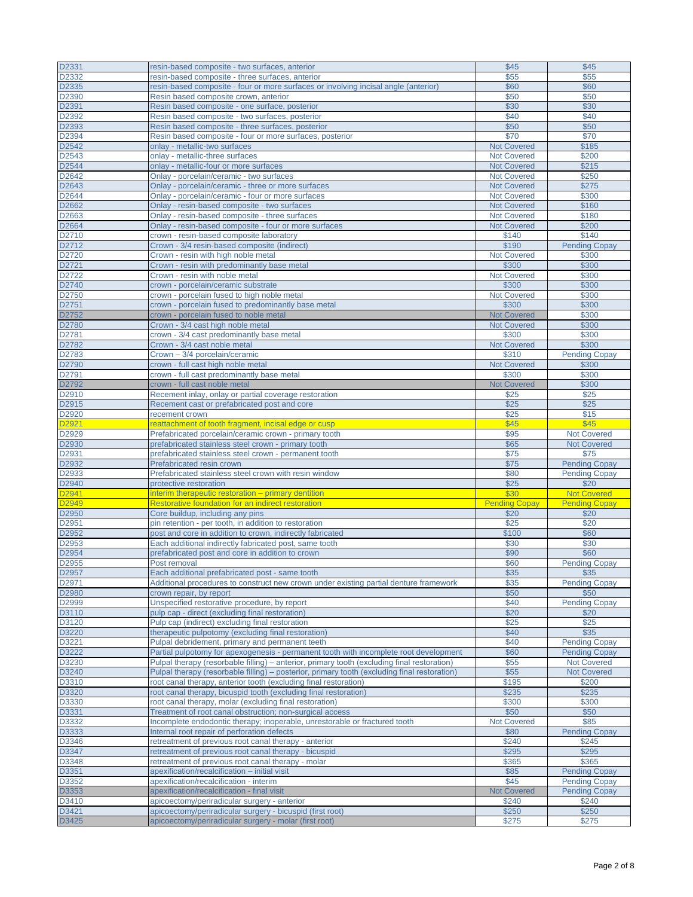| | | | |
|---|---|---|---|
| D2331 | resin-based composite - two surfaces, anterior | $45 | $45 |
| D2332 | resin-based composite - three surfaces, anterior | $55 | $55 |
| D2335 | resin-based composite - four or more surfaces or involving incisal angle (anterior) | $60 | $60 |
| D2390 | Resin based composite crown, anterior | $50 | $50 |
| D2391 | Resin based composite - one surface, posterior | $30 | $30 |
| D2392 | Resin based composite - two surfaces, posterior | $40 | $40 |
| D2393 | Resin based composite - three surfaces, posterior | $50 | $50 |
| D2394 | Resin based composite - four or more surfaces, posterior | $70 | $70 |
| D2542 | onlay - metallic-two surfaces | Not Covered | $185 |
| D2543 | onlay - metallic-three surfaces | Not Covered | $200 |
| D2544 | onlay - metallic-four or more surfaces | Not Covered | $215 |
| D2642 | Onlay - porcelain/ceramic - two surfaces | Not Covered | $250 |
| D2643 | Onlay - porcelain/ceramic - three or more surfaces | Not Covered | $275 |
| D2644 | Onlay - porcelain/ceramic - four or more surfaces | Not Covered | $300 |
| D2662 | Onlay - resin-based composite - two surfaces | Not Covered | $160 |
| D2663 | Onlay - resin-based composite - three surfaces | Not Covered | $180 |
| D2664 | Onlay - resin-based composite - four or more surfaces | Not Covered | $200 |
| D2710 | crown - resin-based composite laboratory | $140 | $140 |
| D2712 | Crown - 3/4 resin-based composite (indirect) | $190 | Pending Copay |
| D2720 | Crown - resin with high noble metal | Not Covered | $300 |
| D2721 | Crown - resin with predominantly base metal | $300 | $300 |
| D2722 | Crown - resin with noble metal | Not Covered | $300 |
| D2740 | crown - porcelain/ceramic substrate | $300 | $300 |
| D2750 | crown - porcelain fused to high noble metal | Not Covered | $300 |
| D2751 | crown - porcelain fused to predominantly base metal | $300 | $300 |
| D2752 | crown - porcelain fused to noble metal | Not Covered | $300 |
| D2780 | Crown - 3/4 cast high noble metal | Not Covered | $300 |
| D2781 | crown - 3/4 cast predominantly base metal | $300 | $300 |
| D2782 | Crown - 3/4 cast noble metal | Not Covered | $300 |
| D2783 | Crown – 3/4 porcelain/ceramic | $310 | Pending Copay |
| D2790 | crown - full cast high noble metal | Not Covered | $300 |
| D2791 | crown - full cast predominantly base metal | $300 | $300 |
| D2792 | crown - full cast noble metal | Not Covered | $300 |
| D2910 | Recement inlay, onlay or partial coverage restoration | $25 | $25 |
| D2915 | Recement cast or prefabricated post and core | $25 | $25 |
| D2920 | recement crown | $25 | $15 |
| D2921 | reattachment of tooth fragment, incisal edge or cusp | $45 | $45 |
| D2929 | Prefabricated porcelain/ceramic crown - primary tooth | $95 | Not Covered |
| D2930 | prefabricated stainless steel crown - primary tooth | $65 | Not Covered |
| D2931 | prefabricated stainless steel crown - permanent tooth | $75 | $75 |
| D2932 | Prefabricated resin crown | $75 | Pending Copay |
| D2933 | Prefabricated stainless steel crown with resin window | $80 | Pending Copay |
| D2940 | protective restoration | $25 | $20 |
| D2941 | interim therapeutic restoration – primary dentition | $30 | Not Covered |
| D2949 | Restorative foundation for an indirect restoration | Pending Copay | Pending Copay |
| D2950 | Core buildup, including any pins | $20 | $20 |
| D2951 | pin retention - per tooth, in addition to restoration | $25 | $20 |
| D2952 | post and core in addition to crown, indirectly fabricated | $100 | $60 |
| D2953 | Each additional indirectly fabricated post, same tooth | $30 | $30 |
| D2954 | prefabricated post and core in addition to crown | $90 | $60 |
| D2955 | Post removal | $60 | Pending Copay |
| D2957 | Each additional prefabricated post - same tooth | $35 | $35 |
| D2971 | Additional procedures to construct new crown under existing partial denture framework | $35 | Pending Copay |
| D2980 | crown repair, by report | $50 | $50 |
| D2999 | Unspecified restorative procedure, by report | $40 | Pending Copay |
| D3110 | pulp cap - direct (excluding final restoration) | $20 | $20 |
| D3120 | Pulp cap (indirect) excluding final restoration | $25 | $25 |
| D3220 | therapeutic pulpotomy (excluding final restoration) | $40 | $35 |
| D3221 | Pulpal debridement, primary and permanent teeth | $40 | Pending Copay |
| D3222 | Partial pulpotomy for apexogenesis - permanent tooth with incomplete root development | $60 | Pending Copay |
| D3230 | Pulpal therapy (resorbable filling) – anterior, primary tooth (excluding final restoration) | $55 | Not Covered |
| D3240 | Pulpal therapy (resorbable filling) – posterior, primary tooth (excluding final restoration) | $55 | Not Covered |
| D3310 | root canal therapy, anterior tooth (excluding final restoration) | $195 | $200 |
| D3320 | root canal therapy, bicuspid tooth (excluding final restoration) | $235 | $235 |
| D3330 | root canal therapy, molar (excluding final restoration) | $300 | $300 |
| D3331 | Treatment of root canal obstruction; non-surgical access | $50 | $50 |
| D3332 | Incomplete endodontic therapy; inoperable, unrestorable or fractured tooth | Not Covered | $85 |
| D3333 | Internal root repair of perforation defects | $80 | Pending Copay |
| D3346 | retreatment of previous root canal therapy - anterior | $240 | $245 |
| D3347 | retreatment of previous root canal therapy - bicuspid | $295 | $295 |
| D3348 | retreatment of previous root canal therapy - molar | $365 | $365 |
| D3351 | apexification/recalcification – initial visit | $85 | Pending Copay |
| D3352 | apexification/recalcification - interim | $45 | Pending Copay |
| D3353 | apexification/recalcification - final visit | Not Covered | Pending Copay |
| D3410 | apicoectomy/periradicular surgery - anterior | $240 | $240 |
| D3421 | apicoectomy/periradicular surgery - bicuspid (first root) | $250 | $250 |
| D3425 | apicoectomy/periradicular surgery - molar (first root) | $275 | $275 |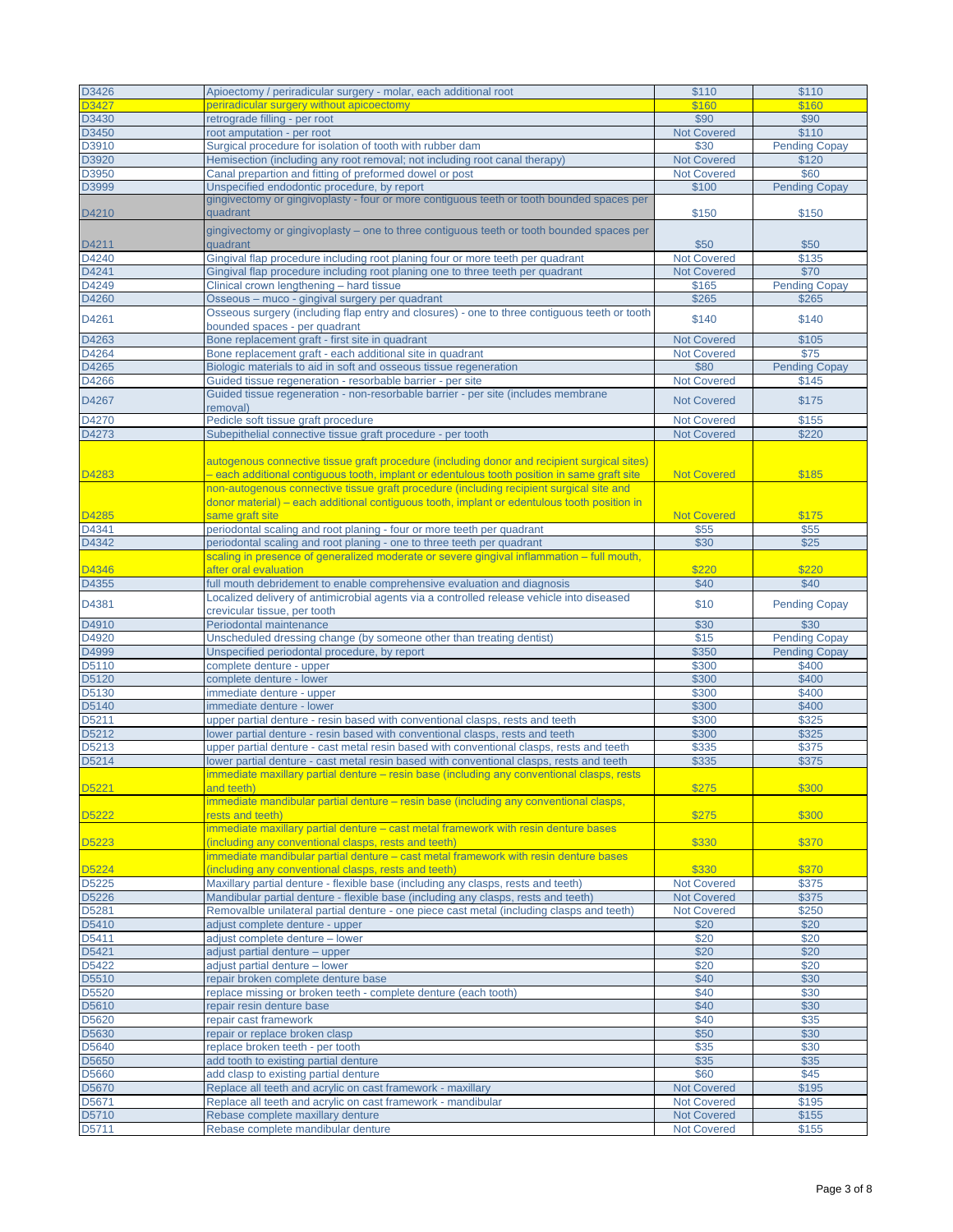| | | | |
|---|---|---|---|
| D3426 | Apioectomy / periradicular surgery - molar, each additional root | $110 | $110 |
| D3427 | periradicular surgery without apicoectomy | $160 | $160 |
| D3430 | retrograde filling - per root | $90 | $90 |
| D3450 | root amputation - per root | Not Covered | $110 |
| D3910 | Surgical procedure for isolation of tooth with rubber dam | $30 | Pending Copay |
| D3920 | Hemisection (including any root removal; not including root canal therapy) | Not Covered | $120 |
| D3950 | Canal prepartion and fitting of preformed dowel or post | Not Covered | $60 |
| D3999 | Unspecified endodontic procedure, by report | $100 | Pending Copay |
| D4210 | gingivectomy or gingivoplasty - four or more contiguous teeth or tooth bounded spaces per quadrant | $150 | $150 |
| D4211 | gingivectomy or gingivoplasty – one to three contiguous teeth or tooth bounded spaces per quadrant | $50 | $50 |
| D4240 | Gingival flap procedure including root planing four or more teeth per quadrant | Not Covered | $135 |
| D4241 | Gingival flap procedure including root planing one to three teeth per quadrant | Not Covered | $70 |
| D4249 | Clinical crown lengthening – hard tissue | $165 | Pending Copay |
| D4260 | Osseous – muco - gingival surgery per quadrant | $265 | $265 |
| D4261 | Osseous surgery (including flap entry and closures) - one to three contiguous teeth or tooth bounded spaces - per quadrant | $140 | $140 |
| D4263 | Bone replacement graft - first site in quadrant | Not Covered | $105 |
| D4264 | Bone replacement graft - each additional site in quadrant | Not Covered | $75 |
| D4265 | Biologic materials to aid in soft and osseous tissue regeneration | $80 | Pending Copay |
| D4266 | Guided tissue regeneration - resorbable barrier - per site | Not Covered | $145 |
| D4267 | Guided tissue regeneration - non-resorbable barrier - per site (includes membrane removal) | Not Covered | $175 |
| D4270 | Pedicle soft tissue graft procedure | Not Covered | $155 |
| D4273 | Subepithelial connective tissue graft procedure - per tooth | Not Covered | $220 |
| D4283 | autogenous connective tissue graft procedure (including donor and recipient surgical sites) – each additional contiguous tooth, implant or edentulous tooth position in same graft site | Not Covered | $185 |
| D4285 | non-autogenous connective tissue graft procedure (including recipient surgical site and donor material) – each additional contiguous tooth, implant or edentulous tooth position in same graft site | Not Covered | $175 |
| D4341 | periodontal scaling and root planing - four or more teeth per quadrant | $55 | $55 |
| D4342 | periodontal scaling and root planing - one to three teeth per quadrant | $30 | $25 |
| D4346 | scaling in presence of generalized moderate or severe gingival inflammation – full mouth, after oral evaluation | $220 | $220 |
| D4355 | full mouth debridement to enable comprehensive evaluation and diagnosis | $40 | $40 |
| D4381 | Localized delivery of antimicrobial agents via a controlled release vehicle into diseased crevicular tissue, per tooth | $10 | Pending Copay |
| D4910 | Periodontal maintenance | $30 | $30 |
| D4920 | Unscheduled dressing change (by someone other than treating dentist) | $15 | Pending Copay |
| D4999 | Unspecified periodontal procedure, by report | $350 | Pending Copay |
| D5110 | complete denture - upper | $300 | $400 |
| D5120 | complete denture - lower | $300 | $400 |
| D5130 | immediate denture - upper | $300 | $400 |
| D5140 | immediate denture - lower | $300 | $400 |
| D5211 | upper partial denture - resin based with conventional clasps, rests and teeth | $300 | $325 |
| D5212 | lower partial denture - resin based with conventional clasps, rests and teeth | $300 | $325 |
| D5213 | upper partial denture - cast metal resin based with conventional clasps, rests and teeth | $335 | $375 |
| D5214 | lower partial denture - cast metal resin based with conventional clasps, rests and teeth | $335 | $375 |
| D5221 | immediate maxillary partial denture – resin base (including any conventional clasps, rests and teeth) | $275 | $300 |
| D5222 | immediate mandibular partial denture – resin base (including any conventional clasps, rests and teeth) | $275 | $300 |
| D5223 | immediate maxillary partial denture – cast metal framework with resin denture bases (including any conventional clasps, rests and teeth) | $330 | $370 |
| D5224 | immediate mandibular partial denture – cast metal framework with resin denture bases (including any conventional clasps, rests and teeth) | $330 | $370 |
| D5225 | Maxillary partial denture - flexible base (including any clasps, rests and teeth) | Not Covered | $375 |
| D5226 | Mandibular partial denture - flexible base (including any clasps, rests and teeth) | Not Covered | $375 |
| D5281 | Removalble unilateral partial denture - one piece cast metal (including clasps and teeth) | Not Covered | $250 |
| D5410 | adjust complete denture - upper | $20 | $20 |
| D5411 | adjust complete denture – lower | $20 | $20 |
| D5421 | adjust partial denture – upper | $20 | $20 |
| D5422 | adjust partial denture – lower | $20 | $20 |
| D5510 | repair broken complete denture base | $40 | $30 |
| D5520 | replace missing or broken teeth - complete denture (each tooth) | $40 | $30 |
| D5610 | repair resin denture base | $40 | $30 |
| D5620 | repair cast framework | $40 | $35 |
| D5630 | repair or replace broken clasp | $50 | $30 |
| D5640 | replace broken teeth - per tooth | $35 | $30 |
| D5650 | add tooth to existing partial denture | $35 | $35 |
| D5660 | add clasp to existing partial denture | $60 | $45 |
| D5670 | Replace all teeth and acrylic on cast framework - maxillary | Not Covered | $195 |
| D5671 | Replace all teeth and acrylic on cast framework - mandibular | Not Covered | $195 |
| D5710 | Rebase complete maxillary denture | Not Covered | $155 |
| D5711 | Rebase complete mandibular denture | Not Covered | $155 |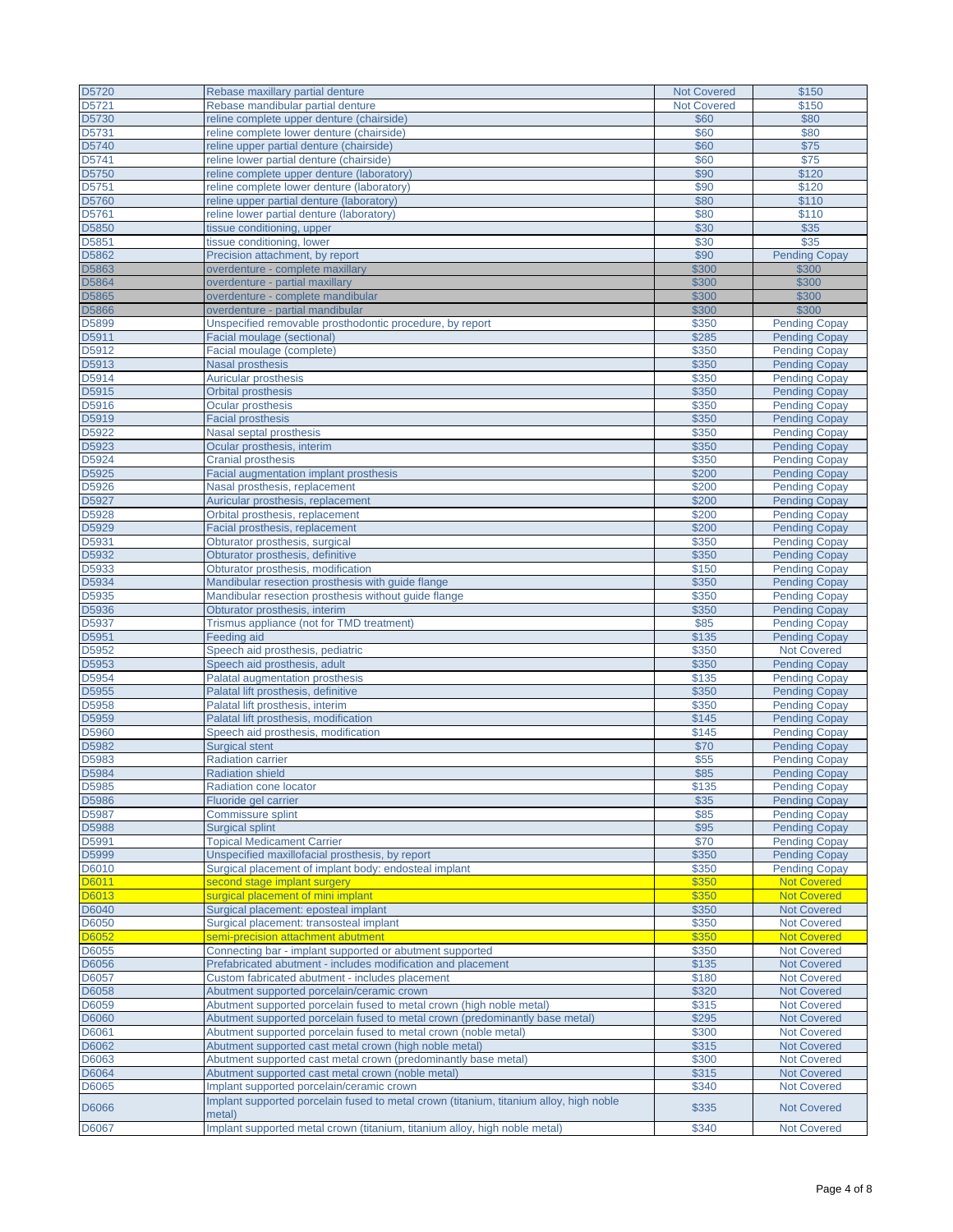| D5720 | Rebase maxillary partial denture | Not Covered | $150 |
|---|---|---|---|
| D5721 | Rebase mandibular partial denture | Not Covered | $150 |
| D5730 | reline complete upper denture (chairside) | $60 | $80 |
| D5731 | reline complete lower denture (chairside) | $60 | $80 |
| D5740 | reline upper partial denture (chairside) | $60 | $75 |
| D5741 | reline lower partial denture (chairside) | $60 | $75 |
| D5750 | reline complete upper denture (laboratory) | $90 | $120 |
| D5751 | reline complete lower denture (laboratory) | $90 | $120 |
| D5760 | reline upper partial denture (laboratory) | $80 | $110 |
| D5761 | reline lower partial denture (laboratory) | $80 | $110 |
| D5850 | tissue conditioning, upper | $30 | $35 |
| D5851 | tissue conditioning, lower | $30 | $35 |
| D5862 | Precision attachment, by report | $90 | Pending Copay |
| D5863 | overdenture - complete maxillary | $300 | $300 |
| D5864 | overdenture - partial maxillary | $300 | $300 |
| D5865 | overdenture - complete mandibular | $300 | $300 |
| D5866 | overdenture - partial mandibular | $300 | $300 |
| D5899 | Unspecified removable prosthodontic procedure, by report | $350 | Pending Copay |
| D5911 | Facial moulage (sectional) | $285 | Pending Copay |
| D5912 | Facial moulage (complete) | $350 | Pending Copay |
| D5913 | Nasal prosthesis | $350 | Pending Copay |
| D5914 | Auricular prosthesis | $350 | Pending Copay |
| D5915 | Orbital prosthesis | $350 | Pending Copay |
| D5916 | Ocular prosthesis | $350 | Pending Copay |
| D5919 | Facial prosthesis | $350 | Pending Copay |
| D5922 | Nasal septal prosthesis | $350 | Pending Copay |
| D5923 | Ocular prosthesis, interim | $350 | Pending Copay |
| D5924 | Cranial prosthesis | $350 | Pending Copay |
| D5925 | Facial augmentation implant prosthesis | $200 | Pending Copay |
| D5926 | Nasal prosthesis, replacement | $200 | Pending Copay |
| D5927 | Auricular prosthesis, replacement | $200 | Pending Copay |
| D5928 | Orbital prosthesis, replacement | $200 | Pending Copay |
| D5929 | Facial prosthesis, replacement | $200 | Pending Copay |
| D5931 | Obturator prosthesis, surgical | $350 | Pending Copay |
| D5932 | Obturator prosthesis, definitive | $350 | Pending Copay |
| D5933 | Obturator prosthesis, modification | $150 | Pending Copay |
| D5934 | Mandibular resection prosthesis with guide flange | $350 | Pending Copay |
| D5935 | Mandibular resection prosthesis without guide flange | $350 | Pending Copay |
| D5936 | Obturator prosthesis, interim | $350 | Pending Copay |
| D5937 | Trismus appliance (not for TMD treatment) | $85 | Pending Copay |
| D5951 | Feeding aid | $135 | Pending Copay |
| D5952 | Speech aid prosthesis, pediatric | $350 | Not Covered |
| D5953 | Speech aid prosthesis, adult | $350 | Pending Copay |
| D5954 | Palatal augmentation prosthesis | $135 | Pending Copay |
| D5955 | Palatal lift prosthesis, definitive | $350 | Pending Copay |
| D5958 | Palatal lift prosthesis, interim | $350 | Pending Copay |
| D5959 | Palatal lift prosthesis, modification | $145 | Pending Copay |
| D5960 | Speech aid prosthesis, modification | $145 | Pending Copay |
| D5982 | Surgical stent | $70 | Pending Copay |
| D5983 | Radiation carrier | $55 | Pending Copay |
| D5984 | Radiation shield | $85 | Pending Copay |
| D5985 | Radiation cone locator | $135 | Pending Copay |
| D5986 | Fluoride gel carrier | $35 | Pending Copay |
| D5987 | Commissure splint | $85 | Pending Copay |
| D5988 | Surgical splint | $95 | Pending Copay |
| D5991 | Topical Medicament Carrier | $70 | Pending Copay |
| D5999 | Unspecified maxillofacial prosthesis, by report | $350 | Pending Copay |
| D6010 | Surgical placement of implant body: endosteal implant | $350 | Pending Copay |
| D6011 | second stage implant surgery | $350 | Not Covered |
| D6013 | surgical placement of mini implant | $350 | Not Covered |
| D6040 | Surgical placement: eposteal implant | $350 | Not Covered |
| D6050 | Surgical placement: transosteal implant | $350 | Not Covered |
| D6052 | semi-precision attachment abutment | $350 | Not Covered |
| D6055 | Connecting bar - implant supported or abutment supported | $350 | Not Covered |
| D6056 | Prefabricated abutment - includes modification and placement | $135 | Not Covered |
| D6057 | Custom fabricated abutment - includes placement | $180 | Not Covered |
| D6058 | Abutment supported porcelain/ceramic crown | $320 | Not Covered |
| D6059 | Abutment supported porcelain fused to metal crown (high noble metal) | $315 | Not Covered |
| D6060 | Abutment supported porcelain fused to metal crown (predominantly base metal) | $295 | Not Covered |
| D6061 | Abutment supported porcelain fused to metal crown (noble metal) | $300 | Not Covered |
| D6062 | Abutment supported cast metal crown (high noble metal) | $315 | Not Covered |
| D6063 | Abutment supported cast metal crown (predominantly base metal) | $300 | Not Covered |
| D6064 | Abutment supported cast metal crown (noble metal) | $315 | Not Covered |
| D6065 | Implant supported porcelain/ceramic crown | $340 | Not Covered |
| D6066 | Implant supported porcelain fused to metal crown (titanium, titanium alloy, high noble metal) | $335 | Not Covered |
| D6067 | Implant supported metal crown (titanium, titanium alloy, high noble metal) | $340 | Not Covered |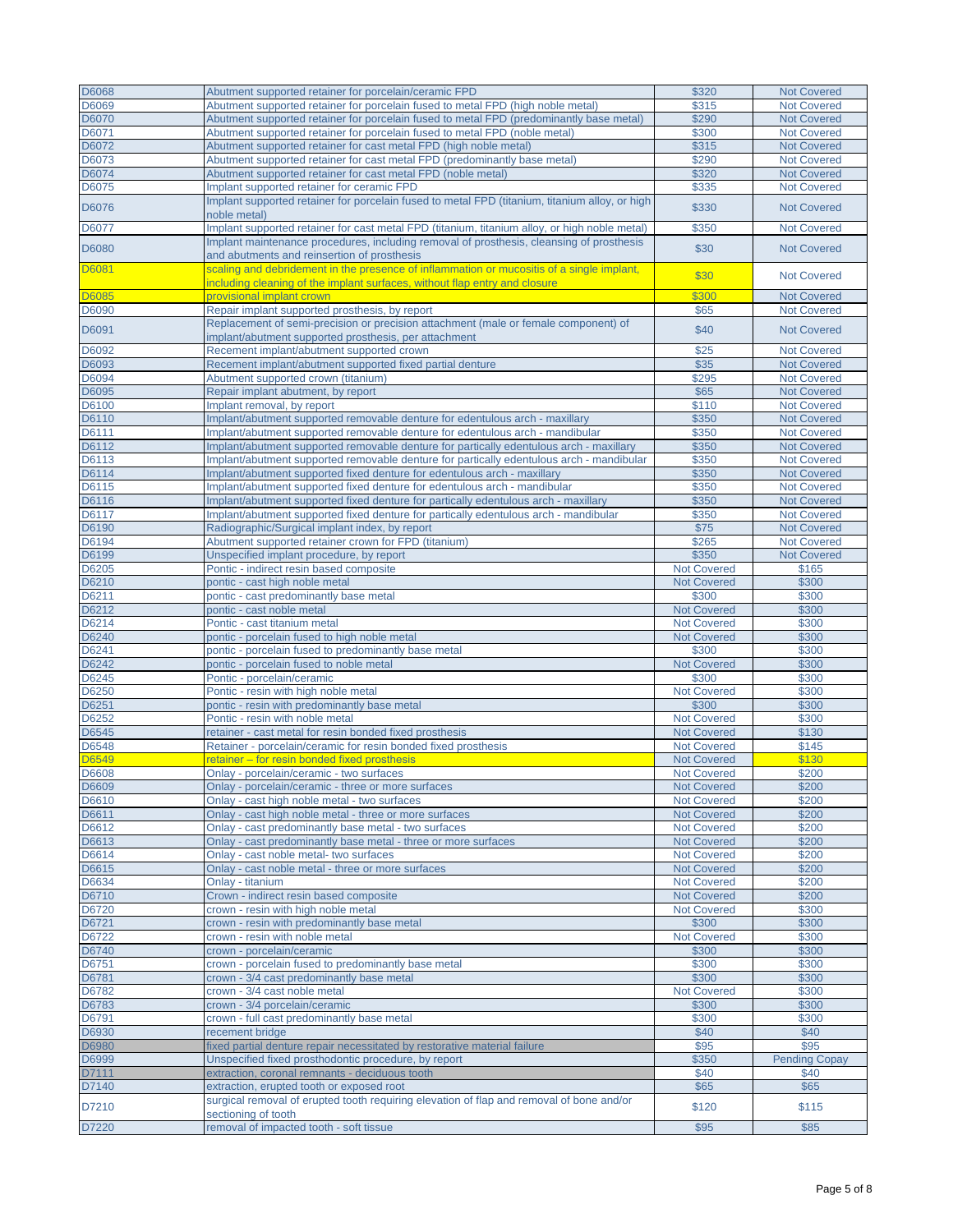| | | | |
|---|---|---|---|
| D6068 | Abutment supported retainer for porcelain/ceramic FPD | $320 | Not Covered |
| D6069 | Abutment supported retainer for porcelain fused to metal FPD (high noble metal) | $315 | Not Covered |
| D6070 | Abutment supported retainer for porcelain fused to metal FPD (predominantly base metal) | $290 | Not Covered |
| D6071 | Abutment supported retainer for porcelain fused to metal FPD (noble metal) | $300 | Not Covered |
| D6072 | Abutment supported retainer for cast metal FPD (high noble metal) | $315 | Not Covered |
| D6073 | Abutment supported retainer for cast metal FPD (predominantly base metal) | $290 | Not Covered |
| D6074 | Abutment supported retainer for cast metal FPD (noble metal) | $320 | Not Covered |
| D6075 | Implant supported retainer for ceramic FPD | $335 | Not Covered |
| D6076 | Implant supported retainer for porcelain fused to metal FPD (titanium, titanium alloy, or high noble metal) | $330 | Not Covered |
| D6077 | Implant supported retainer for cast metal FPD (titanium, titanium alloy, or high noble metal) | $350 | Not Covered |
| D6080 | Implant maintenance procedures, including removal of prosthesis, cleansing of prosthesis and abutments and reinsertion of prosthesis | $30 | Not Covered |
| D6081 | scaling and debridement in the presence of inflammation or mucositis of a single implant, including cleaning of the implant surfaces, without flap entry and closure | $30 | Not Covered |
| D6085 | provisional implant crown | $300 | Not Covered |
| D6090 | Repair implant supported prosthesis, by report | $65 | Not Covered |
| D6091 | Replacement of semi-precision or precision attachment (male or female component) of implant/abutment supported prosthesis, per attachment | $40 | Not Covered |
| D6092 | Recement implant/abutment supported crown | $25 | Not Covered |
| D6093 | Recement implant/abutment supported fixed partial denture | $35 | Not Covered |
| D6094 | Abutment supported crown (titanium) | $295 | Not Covered |
| D6095 | Repair implant abutment, by report | $65 | Not Covered |
| D6100 | Implant removal, by report | $110 | Not Covered |
| D6110 | Implant/abutment supported removable denture for edentulous arch - maxillary | $350 | Not Covered |
| D6111 | Implant/abutment supported removable denture for edentulous arch - mandibular | $350 | Not Covered |
| D6112 | Implant/abutment supported removable denture for partically edentulous arch - maxillary | $350 | Not Covered |
| D6113 | Implant/abutment supported removable denture for partically edentulous arch - mandibular | $350 | Not Covered |
| D6114 | Implant/abutment supported fixed denture for edentulous arch - maxillary | $350 | Not Covered |
| D6115 | Implant/abutment supported fixed denture for edentulous arch - mandibular | $350 | Not Covered |
| D6116 | Implant/abutment supported fixed denture for partically edentulous arch - maxillary | $350 | Not Covered |
| D6117 | Implant/abutment supported fixed denture for partically edentulous arch - mandibular | $350 | Not Covered |
| D6190 | Radiographic/Surgical implant index, by report | $75 | Not Covered |
| D6194 | Abutment supported retainer crown for FPD (titanium) | $265 | Not Covered |
| D6199 | Unspecified implant procedure, by report | $350 | Not Covered |
| D6205 | Pontic - indirect resin based composite | Not Covered | $165 |
| D6210 | pontic - cast high noble metal | Not Covered | $300 |
| D6211 | pontic - cast predominantly base metal | $300 | $300 |
| D6212 | pontic - cast noble metal | Not Covered | $300 |
| D6214 | Pontic - cast titanium metal | Not Covered | $300 |
| D6240 | pontic - porcelain fused to high noble metal | Not Covered | $300 |
| D6241 | pontic - porcelain fused to predominantly base metal | $300 | $300 |
| D6242 | pontic - porcelain fused to noble metal | Not Covered | $300 |
| D6245 | Pontic - porcelain/ceramic | $300 | $300 |
| D6250 | Pontic - resin with high noble metal | Not Covered | $300 |
| D6251 | pontic - resin with predominantly base metal | $300 | $300 |
| D6252 | Pontic - resin with noble metal | Not Covered | $300 |
| D6545 | retainer - cast metal for resin bonded fixed prosthesis | Not Covered | $130 |
| D6548 | Retainer - porcelain/ceramic for resin bonded fixed prosthesis | Not Covered | $145 |
| D6549 | retainer – for resin bonded fixed prosthesis | Not Covered | $130 |
| D6608 | Onlay - porcelain/ceramic - two surfaces | Not Covered | $200 |
| D6609 | Onlay - porcelain/ceramic - three or more surfaces | Not Covered | $200 |
| D6610 | Onlay - cast high noble metal - two surfaces | Not Covered | $200 |
| D6611 | Onlay - cast high noble metal - three or more surfaces | Not Covered | $200 |
| D6612 | Onlay - cast predominantly base metal - two surfaces | Not Covered | $200 |
| D6613 | Onlay - cast predominantly base metal - three or more surfaces | Not Covered | $200 |
| D6614 | Onlay - cast noble metal- two surfaces | Not Covered | $200 |
| D6615 | Onlay - cast noble metal - three or more surfaces | Not Covered | $200 |
| D6634 | Onlay - titanium | Not Covered | $200 |
| D6710 | Crown - indirect resin based composite | Not Covered | $200 |
| D6720 | crown - resin with high noble metal | Not Covered | $300 |
| D6721 | crown - resin with predominantly base metal | $300 | $300 |
| D6722 | crown - resin with noble metal | Not Covered | $300 |
| D6740 | crown - porcelain/ceramic | $300 | $300 |
| D6751 | crown - porcelain fused to predominantly base metal | $300 | $300 |
| D6781 | crown - 3/4 cast predominantly base metal | $300 | $300 |
| D6782 | crown - 3/4 cast noble metal | Not Covered | $300 |
| D6783 | crown - 3/4 porcelain/ceramic | $300 | $300 |
| D6791 | crown - full cast predominantly base metal | $300 | $300 |
| D6930 | recement bridge | $40 | $40 |
| D6980 | fixed partial denture repair necessitated by restorative material failure | $95 | $95 |
| D6999 | Unspecified fixed prosthodontic procedure, by report | $350 | Pending Copay |
| D7111 | extraction, coronal remnants - deciduous tooth | $40 | $40 |
| D7140 | extraction, erupted tooth or exposed root | $65 | $65 |
| D7210 | surgical removal of erupted tooth requiring elevation of flap and removal of bone and/or sectioning of tooth | $120 | $115 |
| D7220 | removal of impacted tooth - soft tissue | $95 | $85 |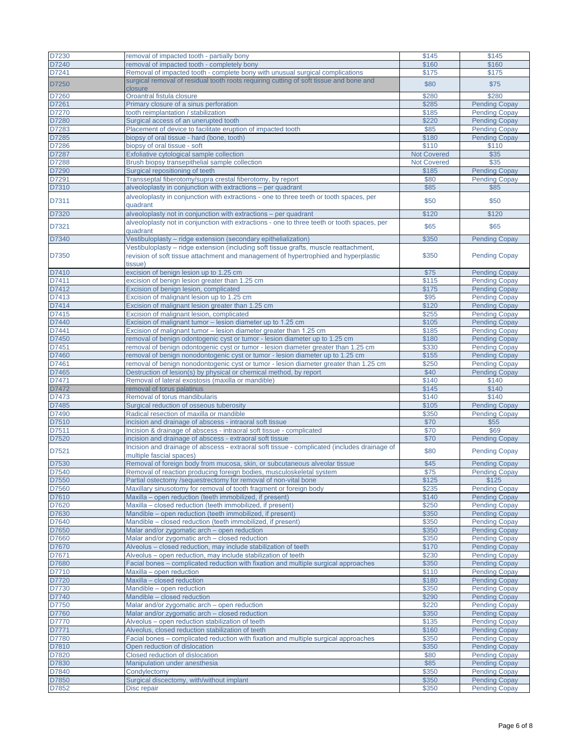| | | | |
|---|---|---|---|
| D7230 | removal of impacted tooth - partially bony | $145 | $145 |
| D7240 | removal of impacted tooth - completely bony | $160 | $160 |
| D7241 | Removal of impacted tooth - complete bony with unusual surgical complications | $175 | $175 |
| D7250 | surgical removal of residual tooth roots requiring cutting of soft tissue and bone and closure | $80 | $75 |
| D7260 | Oroantral fistula closure | $280 | $280 |
| D7261 | Primary closure of a sinus perforation | $285 | Pending Copay |
| D7270 | tooth reimplantation / stabilization | $185 | Pending Copay |
| D7280 | Surgical access of an unerupted tooth | $220 | Pending Copay |
| D7283 | Placement of device to facilitate eruption of impacted tooth | $85 | Pending Copay |
| D7285 | biopsy of oral tissue - hard (bone, tooth) | $180 | Pending Copay |
| D7286 | biopsy of oral tissue - soft | $110 | $110 |
| D7287 | Exfoliative cytological sample collection | Not Covered | $35 |
| D7288 | Brush biopsy transepithelial sample collection | Not Covered | $35 |
| D7290 | Surgical repositioning of teeth | $185 | Pending Copay |
| D7291 | Transseptal fiberotomy/supra crestal fiberotomy, by report | $80 | Pending Copay |
| D7310 | alveoloplasty in conjunction with extractions – per quadrant | $85 | $85 |
| D7311 | alveoloplasty in conjunction with extractions - one to three teeth or tooth spaces, per quadrant | $50 | $50 |
| D7320 | alveoloplasty not in conjunction with extractions – per quadrant | $120 | $120 |
| D7321 | alveoloplasty not in conjunction with extractions - one to three teeth or tooth spaces, per quadrant | $65 | $65 |
| D7340 | Vestibuloplasty – ridge extension (secondary epithelialization) | $350 | Pending Copay |
| D7350 | Vestibuloplasty – ridge extension (including soft tissue grafts, muscle reattachment, revision of soft tissue attachment and management of hypertrophied and hyperplastic tissue) | $350 | Pending Copay |
| D7410 | excision of benign lesion up to 1.25 cm | $75 | Pending Copay |
| D7411 | excision of benign lesion greater than 1.25 cm | $115 | Pending Copay |
| D7412 | Excision of benign lesion, complicated | $175 | Pending Copay |
| D7413 | Excision of malignant lesion up to 1.25 cm | $95 | Pending Copay |
| D7414 | Excision of malignant lesion greater than 1.25 cm | $120 | Pending Copay |
| D7415 | Excision of malignant lesion, complicated | $255 | Pending Copay |
| D7440 | Excision of malignant tumor – lesion diameter up to 1.25 cm | $105 | Pending Copay |
| D7441 | Excision of malignant tumor – lesion diameter greater than 1.25 cm | $185 | Pending Copay |
| D7450 | removal of benign odontogenic cyst or tumor - lesion diameter up to 1.25 cm | $180 | Pending Copay |
| D7451 | removal of benign odontogenic cyst or tumor - lesion diameter greater than 1.25 cm | $330 | Pending Copay |
| D7460 | removal of benign nonodontogenic cyst or tumor - lesion diameter up to 1.25 cm | $155 | Pending Copay |
| D7461 | removal of benign nonodontogenic cyst or tumor - lesion diameter greater than 1.25 cm | $250 | Pending Copay |
| D7465 | Destruction of lesion(s) by physical or chemical method, by report | $40 | Pending Copay |
| D7471 | Removal of lateral exostosis (maxilla or mandible) | $140 | $140 |
| D7472 | removal of torus palatinus | $145 | $140 |
| D7473 | Removal of torus mandibularis | $140 | $140 |
| D7485 | Surgical reduction of osseous tuberosity | $105 | Pending Copay |
| D7490 | Radical resection of maxilla or mandible | $350 | Pending Copay |
| D7510 | incision and drainage of abscess - intraoral soft tissue | $70 | $55 |
| D7511 | Incision & drainage of abscess - intraoral soft tissue - complicated | $70 | $69 |
| D7520 | incision and drainage of abscess - extraoral soft tissue | $70 | Pending Copay |
| D7521 | Incision and drainage of abscess - extraoral soft tissue - complicated (includes drainage of multiple fascial spaces) | $80 | Pending Copay |
| D7530 | Removal of foreign body from mucosa, skin, or subcutaneous alveolar tissue | $45 | Pending Copay |
| D7540 | Removal of reaction producing foreign bodies, musculoskeletal system | $75 | Pending Copay |
| D7550 | Partial ostectomy /sequestrectomy for removal of non-vital bone | $125 | $125 |
| D7560 | Maxillary sinusotomy for removal of tooth fragment or foreign body | $235 | Pending Copay |
| D7610 | Maxilla – open reduction (teeth immobilized, if present) | $140 | Pending Copay |
| D7620 | Maxilla – closed reduction (teeth immobilized, if present) | $250 | Pending Copay |
| D7630 | Mandible – open reduction (teeth immobilized, if present) | $350 | Pending Copay |
| D7640 | Mandible – closed reduction (teeth immobilized, if present) | $350 | Pending Copay |
| D7650 | Malar and/or zygomatic arch – open reduction | $350 | Pending Copay |
| D7660 | Malar and/or zygomatic arch – closed reduction | $350 | Pending Copay |
| D7670 | Alveolus – closed reduction, may include stabilization of teeth | $170 | Pending Copay |
| D7671 | Alveolus – open reduction, may include stabilization of teeth | $230 | Pending Copay |
| D7680 | Facial bones – complicated reduction with fixation and multiple surgical approaches | $350 | Pending Copay |
| D7710 | Maxilla – open reduction | $110 | Pending Copay |
| D7720 | Maxilla – closed reduction | $180 | Pending Copay |
| D7730 | Mandible – open reduction | $350 | Pending Copay |
| D7740 | Mandible – closed reduction | $290 | Pending Copay |
| D7750 | Malar and/or zygomatic arch – open reduction | $220 | Pending Copay |
| D7760 | Malar and/or zygomatic arch – closed reduction | $350 | Pending Copay |
| D7770 | Alveolus – open reduction stabilization of teeth | $135 | Pending Copay |
| D7771 | Alveolus, closed reduction stabilization of teeth | $160 | Pending Copay |
| D7780 | Facial bones – complicated reduction with fixation and multiple surgical approaches | $350 | Pending Copay |
| D7810 | Open reduction of dislocation | $350 | Pending Copay |
| D7820 | Closed reduction of dislocation | $80 | Pending Copay |
| D7830 | Manipulation under anesthesia | $85 | Pending Copay |
| D7840 | Condylectomy | $350 | Pending Copay |
| D7850 | Surgical discectomy, with/without implant | $350 | Pending Copay |
| D7852 | Disc repair | $350 | Pending Copay |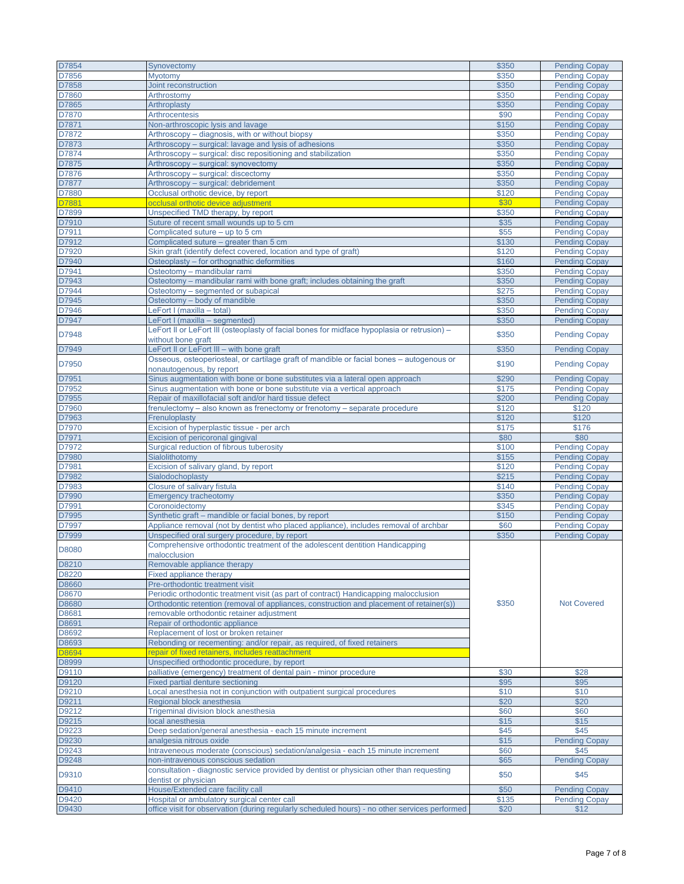| | | | |
|---|---|---|---|
| D7854 | Synovectomy | $350 | Pending Copay |
| D7856 | Myotomy | $350 | Pending Copay |
| D7858 | Joint reconstruction | $350 | Pending Copay |
| D7860 | Arthrostomy | $350 | Pending Copay |
| D7865 | Arthroplasty | $350 | Pending Copay |
| D7870 | Arthrocentesis | $90 | Pending Copay |
| D7871 | Non-arthroscopic lysis and lavage | $150 | Pending Copay |
| D7872 | Arthroscopy – diagnosis, with or without biopsy | $350 | Pending Copay |
| D7873 | Arthroscopy – surgical: lavage and lysis of adhesions | $350 | Pending Copay |
| D7874 | Arthroscopy – surgical: disc repositioning and stabilization | $350 | Pending Copay |
| D7875 | Arthroscopy – surgical: synovectomy | $350 | Pending Copay |
| D7876 | Arthroscopy – surgical: discectomy | $350 | Pending Copay |
| D7877 | Arthroscopy – surgical: debridement | $350 | Pending Copay |
| D7880 | Occlusal orthotic device, by report | $120 | Pending Copay |
| D7881 | occlusal orthotic device adjustment | $30 | Pending Copay |
| D7899 | Unspecified TMD therapy, by report | $350 | Pending Copay |
| D7910 | Suture of recent small wounds up to 5 cm | $35 | Pending Copay |
| D7911 | Complicated suture – up to 5 cm | $55 | Pending Copay |
| D7912 | Complicated suture – greater than 5 cm | $130 | Pending Copay |
| D7920 | Skin graft (identify defect covered, location and type of graft) | $120 | Pending Copay |
| D7940 | Osteoplasty – for orthognathic deformities | $160 | Pending Copay |
| D7941 | Osteotomy – mandibular rami | $350 | Pending Copay |
| D7943 | Osteotomy – mandibular rami with bone graft; includes obtaining the graft | $350 | Pending Copay |
| D7944 | Osteotomy – segmented or subapical | $275 | Pending Copay |
| D7945 | Osteotomy – body of mandible | $350 | Pending Copay |
| D7946 | LeFort I (maxilla – total) | $350 | Pending Copay |
| D7947 | LeFort I (maxilla – segmented) | $350 | Pending Copay |
| D7948 | LeFort II or LeFort III (osteoplasty of facial bones for midface hypoplasia or retrusion) – without bone graft | $350 | Pending Copay |
| D7949 | LeFort II or LeFort III – with bone graft | $350 | Pending Copay |
| D7950 | Osseous, osteoperiosteal, or cartilage graft of mandible or facial bones – autogenous or nonautogenous, by report | $190 | Pending Copay |
| D7951 | Sinus augmentation with bone or bone substitutes via a lateral open approach | $290 | Pending Copay |
| D7952 | Sinus augmentation with bone or bone substitute via a vertical approach | $175 | Pending Copay |
| D7955 | Repair of maxillofacial soft and/or hard tissue defect | $200 | Pending Copay |
| D7960 | frenulectomy – also known as frenectomy or frenotomy – separate procedure | $120 | $120 |
| D7963 | Frenuloplasty | $120 | $120 |
| D7970 | Excision of hyperplastic tissue - per arch | $175 | $176 |
| D7971 | Excision of pericoronal gingival | $80 | $80 |
| D7972 | Surgical reduction of fibrous tuberosity | $100 | Pending Copay |
| D7980 | Sialolithotomy | $155 | Pending Copay |
| D7981 | Excision of salivary gland, by report | $120 | Pending Copay |
| D7982 | Sialodochoplasty | $215 | Pending Copay |
| D7983 | Closure of salivary fistula | $140 | Pending Copay |
| D7990 | Emergency tracheotomy | $350 | Pending Copay |
| D7991 | Coronoidectomy | $345 | Pending Copay |
| D7995 | Synthetic graft – mandible or facial bones, by report | $150 | Pending Copay |
| D7997 | Appliance removal (not by dentist who placed appliance), includes removal of archbar | $60 | Pending Copay |
| D7999 | Unspecified oral surgery procedure, by report | $350 | Pending Copay |
| D8080 | Comprehensive orthodontic treatment of the adolescent dentition Handicapping malocclusion | $350 | Not Covered |
| D8210 | Removable appliance therapy | | |
| D8220 | Fixed appliance therapy | | |
| D8660 | Pre-orthodontic treatment visit | | |
| D8670 | Periodic orthodontic treatment visit (as part of contract) Handicapping malocclusion | | |
| D8680 | Orthodontic retention (removal of appliances, construction and placement of retainer(s)) | | |
| D8681 | removable orthodontic retainer adjustment | | |
| D8691 | Repair of orthodontic appliance | | |
| D8692 | Replacement of lost or broken retainer | | |
| D8693 | Rebonding or recementing: and/or repair, as required, of fixed retainers | | |
| D8694 | repair of fixed retainers, includes reattachment | | |
| D8999 | Unspecified orthodontic procedure, by report | | |
| D9110 | palliative (emergency) treatment of dental pain - minor procedure | $30 | $28 |
| D9120 | Fixed partial denture sectioning | $95 | $95 |
| D9210 | Local anesthesia not in conjunction with outpatient surgical procedures | $10 | $10 |
| D9211 | Regional block anesthesia | $20 | $20 |
| D9212 | Trigeminal division block anesthesia | $60 | $60 |
| D9215 | local anesthesia | $15 | $15 |
| D9223 | Deep sedation/general anesthesia - each 15 minute increment | $45 | $45 |
| D9230 | analgesia nitrous oxide | $15 | Pending Copay |
| D9243 | Intraveneous moderate (conscious) sedation/analgesia - each 15 minute increment | $60 | $45 |
| D9248 | non-intravenous conscious sedation | $65 | Pending Copay |
| D9310 | consultation - diagnostic service provided by dentist or physician other than requesting dentist or physician | $50 | $45 |
| D9410 | House/Extended care facility call | $50 | Pending Copay |
| D9420 | Hospital or ambulatory surgical center call | $135 | Pending Copay |
| D9430 | office visit for observation (during regularly scheduled hours) - no other services performed | $20 | $12 |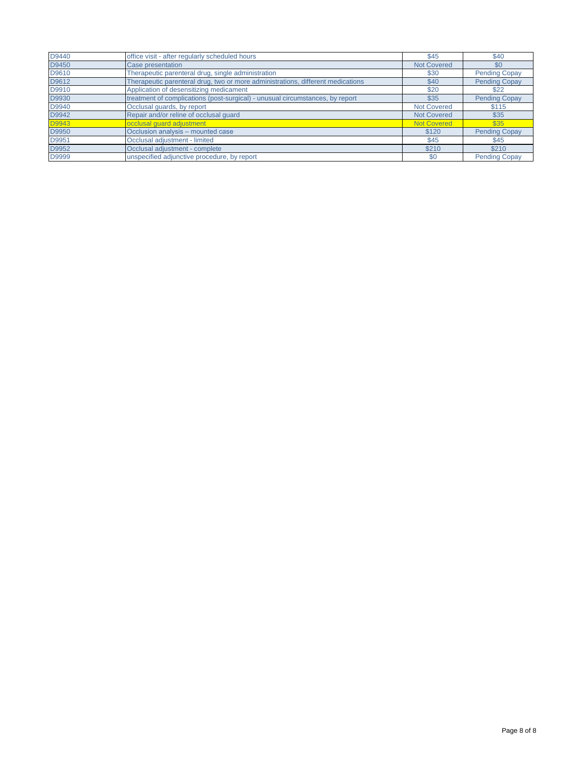| | | | |
|---|---|---|---|
| D9440 | office visit - after regularly scheduled hours | $45 | $40 |
| D9450 | Case presentation | Not Covered | $0 |
| D9610 | Therapeutic parenteral drug, single administration | $30 | Pending Copay |
| D9612 | Therapeutic parenteral drug, two or more administrations, different medications | $40 | Pending Copay |
| D9910 | Application of desensitizing medicament | $20 | $22 |
| D9930 | treatment of complications (post-surgical) - unusual circumstances, by report | $35 | Pending Copay |
| D9940 | Occlusal guards, by report | Not Covered | $115 |
| D9942 | Repair and/or reline of occlusal guard | Not Covered | $35 |
| D9943 | occlusal guard adjustment | Not Covered | $35 |
| D9950 | Occlusion analysis – mounted case | $120 | Pending Copay |
| D9951 | Occlusal adjustment - limited | $45 | $45 |
| D9952 | Occlusal adjustment - complete | $210 | $210 |
| D9999 | unspecified adjunctive procedure, by report | $0 | Pending Copay |